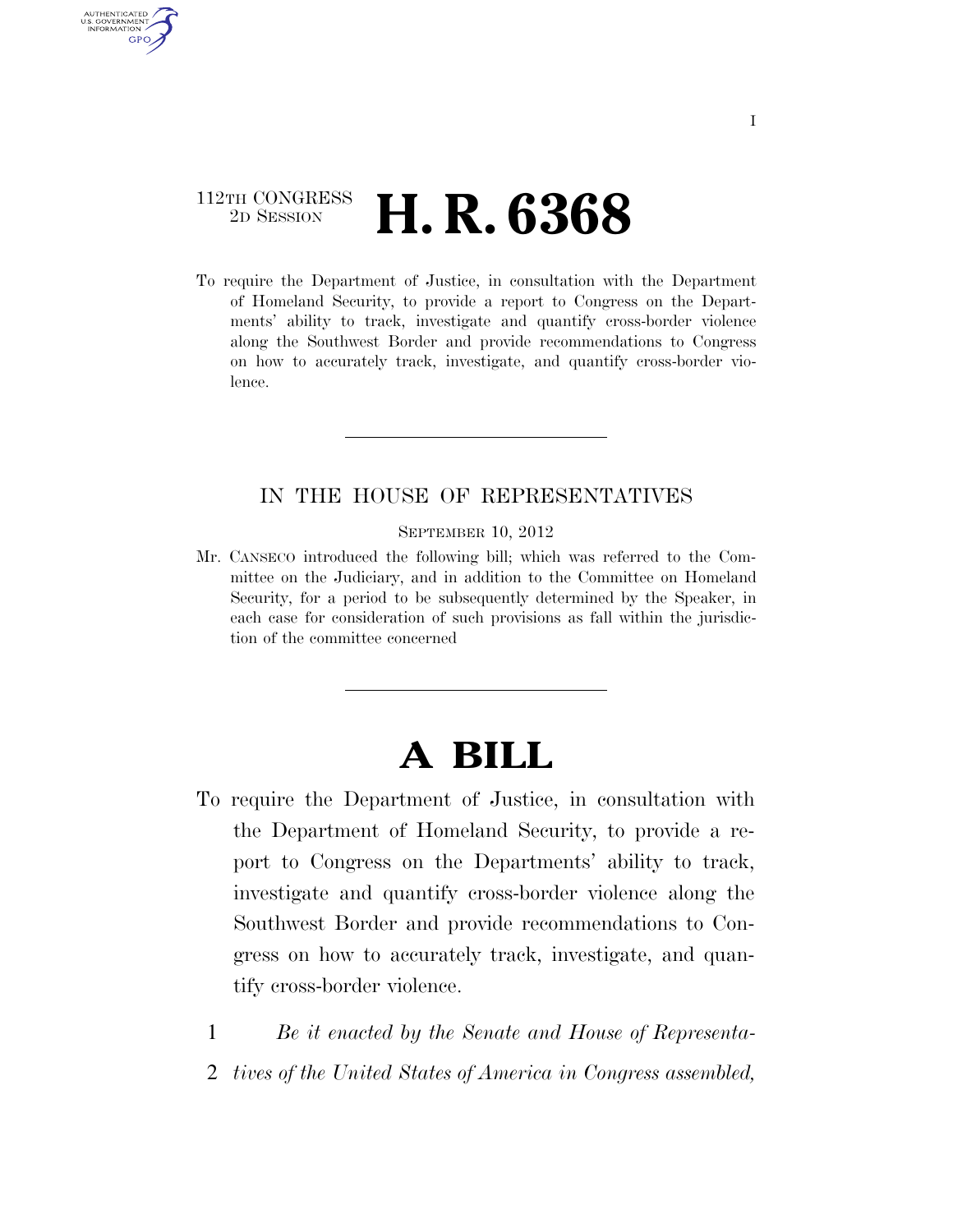112TH CONGRESS
2D SESSION

# H. R. 6368

To require the Department of Justice, in consultation with the Department of Homeland Security, to provide a report to Congress on the Departments' ability to track, investigate and quantify cross-border violence along the Southwest Border and provide recommendations to Congress on how to accurately track, investigate, and quantify cross-border violence.

---

IN THE HOUSE OF REPRESENTATIVES

SEPTEMBER 10, 2012

Mr. CANSECO introduced the following bill; which was referred to the Committee on the Judiciary, and in addition to the Committee on Homeland Security, for a period to be subsequently determined by the Speaker, in each case for consideration of such provisions as fall within the jurisdiction of the committee concerned

---

# A BILL

To require the Department of Justice, in consultation with the Department of Homeland Security, to provide a report to Congress on the Departments' ability to track, investigate and quantify cross-border violence along the Southwest Border and provide recommendations to Congress on how to accurately track, investigate, and quantify cross-border violence.

1 *Be it enacted by the Senate and House of Representa-*
2 *tives of the United States of America in Congress assembled,*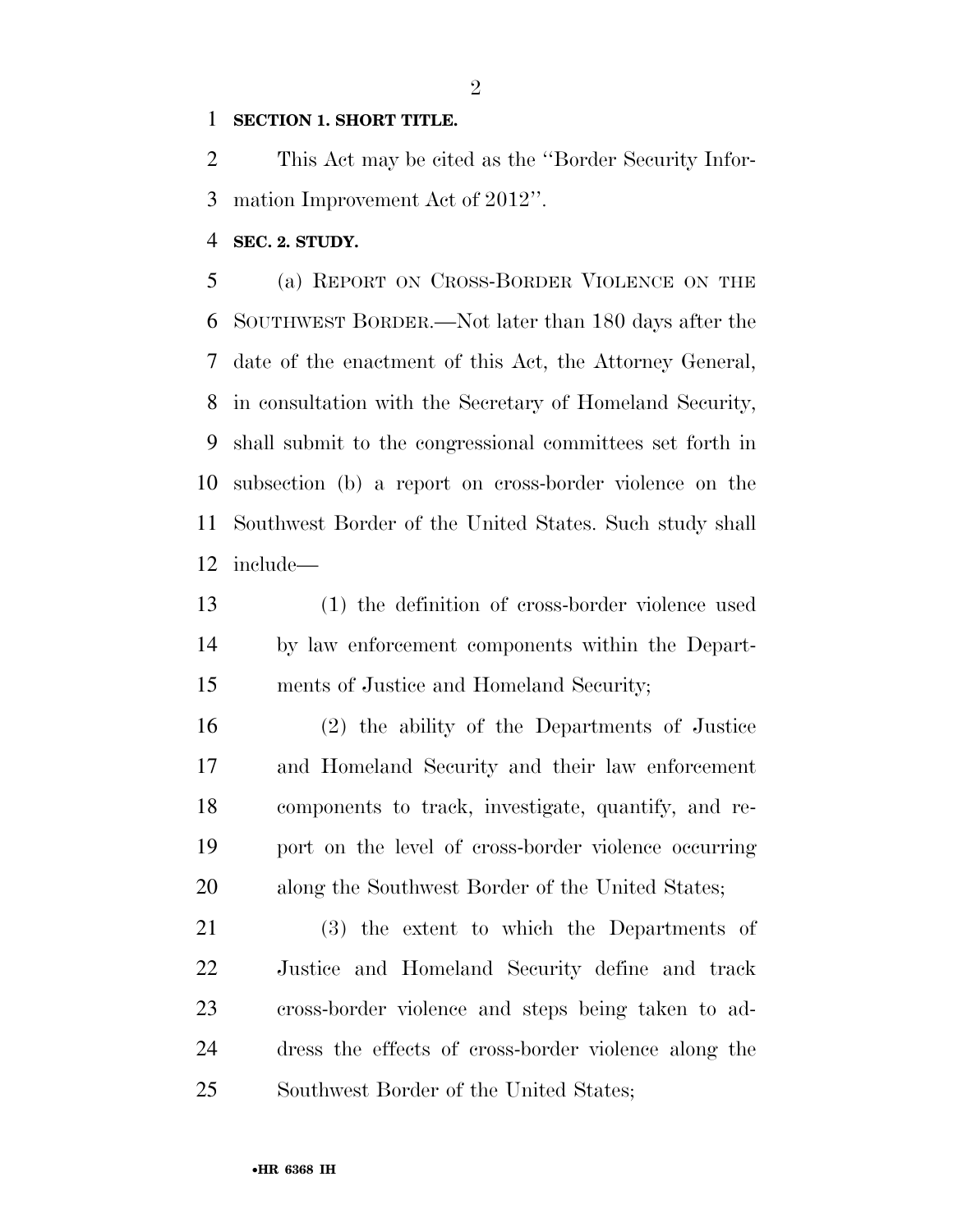**SECTION 1. SHORT TITLE.**

This Act may be cited as the ''Border Security Information Improvement Act of 2012''.

**SEC. 2. STUDY.**

(a) REPORT ON CROSS-BORDER VIOLENCE ON THE SOUTHWEST BORDER.—Not later than 180 days after the date of the enactment of this Act, the Attorney General, in consultation with the Secretary of Homeland Security, shall submit to the congressional committees set forth in subsection (b) a report on cross-border violence on the Southwest Border of the United States. Such study shall include—

(1) the definition of cross-border violence used by law enforcement components within the Departments of Justice and Homeland Security;

(2) the ability of the Departments of Justice and Homeland Security and their law enforcement components to track, investigate, quantify, and report on the level of cross-border violence occurring along the Southwest Border of the United States;

(3) the extent to which the Departments of Justice and Homeland Security define and track cross-border violence and steps being taken to address the effects of cross-border violence along the Southwest Border of the United States;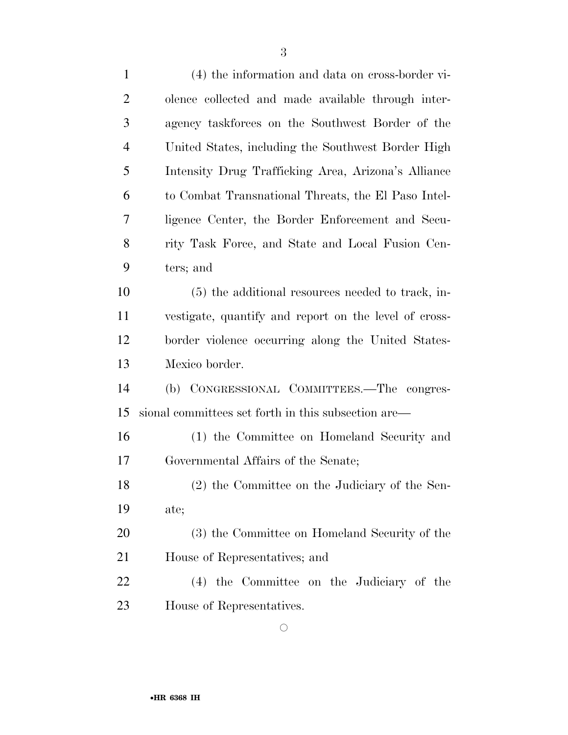(4) the information and data on cross-border violence collected and made available through interagency taskforces on the Southwest Border of the United States, including the Southwest Border High Intensity Drug Trafficking Area, Arizona's Alliance to Combat Transnational Threats, the El Paso Intelligence Center, the Border Enforcement and Security Task Force, and State and Local Fusion Centers; and

(5) the additional resources needed to track, investigate, quantify and report on the level of cross-border violence occurring along the United States-Mexico border.

(b) CONGRESSIONAL COMMITTEES.—The congressional committees set forth in this subsection are—

(1) the Committee on Homeland Security and Governmental Affairs of the Senate;

(2) the Committee on the Judiciary of the Senate;

(3) the Committee on Homeland Security of the House of Representatives; and

(4) the Committee on the Judiciary of the House of Representatives.

○